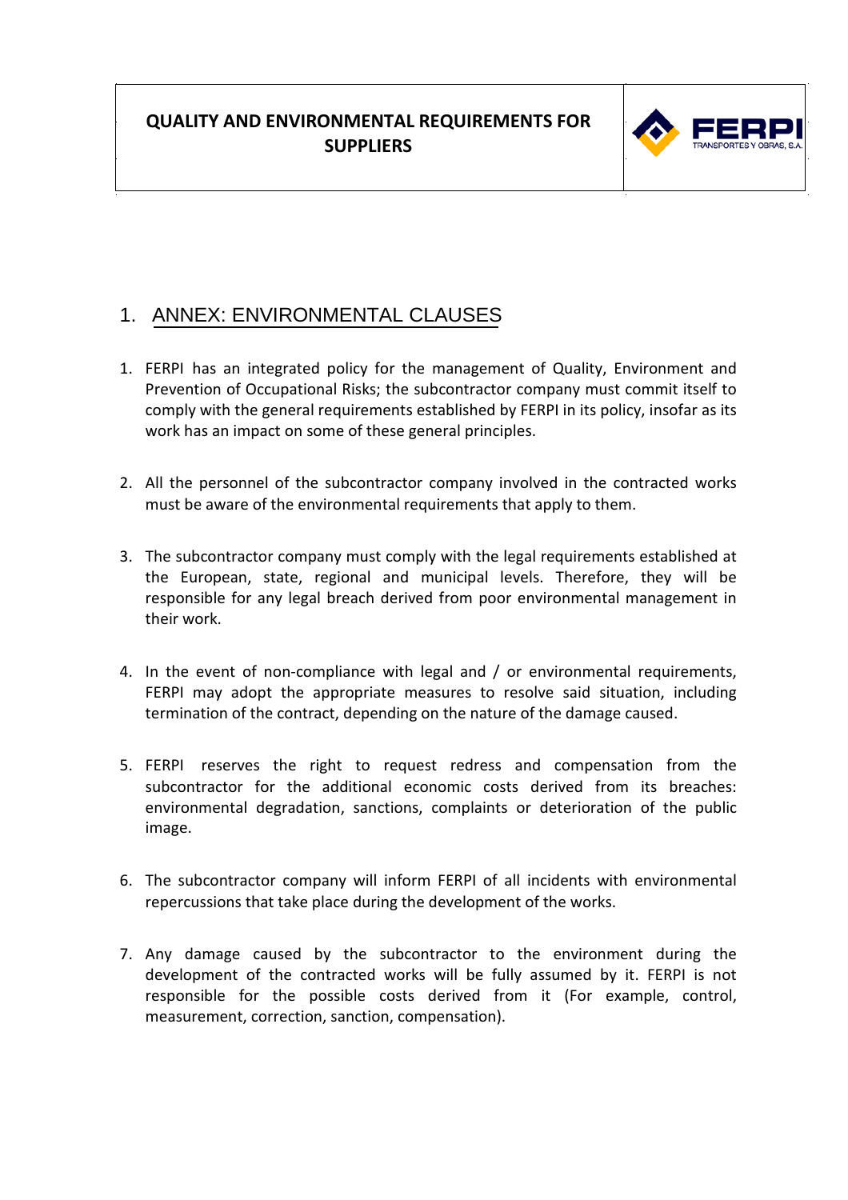# QUALITY AND ENVIRONMENTAL REQUIREMENTS FOR SUPPLIERS

FERPI TRANSPORTES Y OBRAS, S.A.

## 1. ANNEX: ENVIRONMENTAL CLAUSES

1. FERPI has an integrated policy for the management of Quality, Environment and Prevention of Occupational Risks; the subcontractor company must commit itself to comply with the general requirements established by FERPI in its policy, insofar as its work has an impact on some of these general principles.

2. All the personnel of the subcontractor company involved in the contracted works must be aware of the environmental requirements that apply to them.

3. The subcontractor company must comply with the legal requirements established at the European, state, regional and municipal levels. Therefore, they will be responsible for any legal breach derived from poor environmental management in their work.

4. In the event of non-compliance with legal and / or environmental requirements, FERPI may adopt the appropriate measures to resolve said situation, including termination of the contract, depending on the nature of the damage caused.

5. FERPI reserves the right to request redress and compensation from the subcontractor for the additional economic costs derived from its breaches: environmental degradation, sanctions, complaints or deterioration of the public image.

6. The subcontractor company will inform FERPI of all incidents with environmental repercussions that take place during the development of the works.

7. Any damage caused by the subcontractor to the environment during the development of the contracted works will be fully assumed by it. FERPI is not responsible for the possible costs derived from it (For example, control, measurement, correction, sanction, compensation).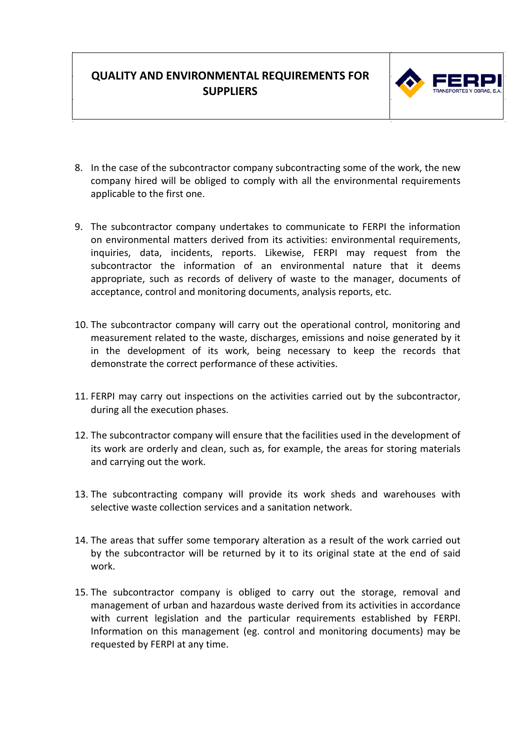8. In the case of the subcontractor company subcontracting some of the work, the new company hired will be obliged to comply with all the environmental requirements applicable to the first one.

9. The subcontractor company undertakes to communicate to FERPI the information on environmental matters derived from its activities: environmental requirements, inquiries, data, incidents, reports. Likewise, FERPI may request from the subcontractor the information of an environmental nature that it deems appropriate, such as records of delivery of waste to the manager, documents of acceptance, control and monitoring documents, analysis reports, etc.

10. The subcontractor company will carry out the operational control, monitoring and measurement related to the waste, discharges, emissions and noise generated by it in the development of its work, being necessary to keep the records that demonstrate the correct performance of these activities.

11. FERPI may carry out inspections on the activities carried out by the subcontractor, during all the execution phases.

12. The subcontractor company will ensure that the facilities used in the development of its work are orderly and clean, such as, for example, the areas for storing materials and carrying out the work.

13. The subcontracting company will provide its work sheds and warehouses with selective waste collection services and a sanitation network.

14. The areas that suffer some temporary alteration as a result of the work carried out by the subcontractor will be returned by it to its original state at the end of said work.

15. The subcontractor company is obliged to carry out the storage, removal and management of urban and hazardous waste derived from its activities in accordance with current legislation and the particular requirements established by FERPI. Information on this management (eg. control and monitoring documents) may be requested by FERPI at any time.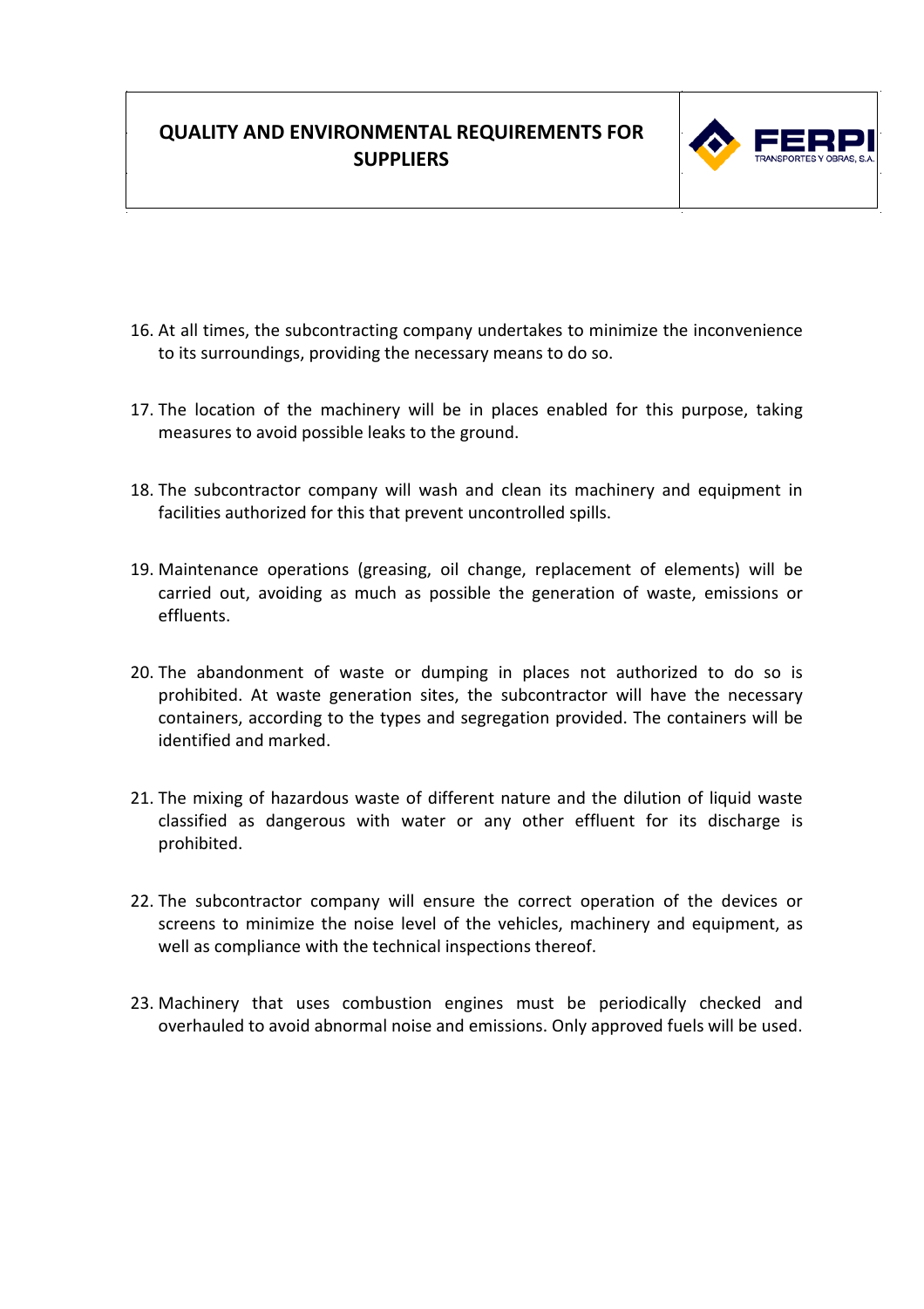16. At all times, the subcontracting company undertakes to minimize the inconvenience to its surroundings, providing the necessary means to do so.

17. The location of the machinery will be in places enabled for this purpose, taking measures to avoid possible leaks to the ground.

18. The subcontractor company will wash and clean its machinery and equipment in facilities authorized for this that prevent uncontrolled spills.

19. Maintenance operations (greasing, oil change, replacement of elements) will be carried out, avoiding as much as possible the generation of waste, emissions or effluents.

20. The abandonment of waste or dumping in places not authorized to do so is prohibited. At waste generation sites, the subcontractor will have the necessary containers, according to the types and segregation provided. The containers will be identified and marked.

21. The mixing of hazardous waste of different nature and the dilution of liquid waste classified as dangerous with water or any other effluent for its discharge is prohibited.

22. The subcontractor company will ensure the correct operation of the devices or screens to minimize the noise level of the vehicles, machinery and equipment, as well as compliance with the technical inspections thereof.

23. Machinery that uses combustion engines must be periodically checked and overhauled to avoid abnormal noise and emissions. Only approved fuels will be used.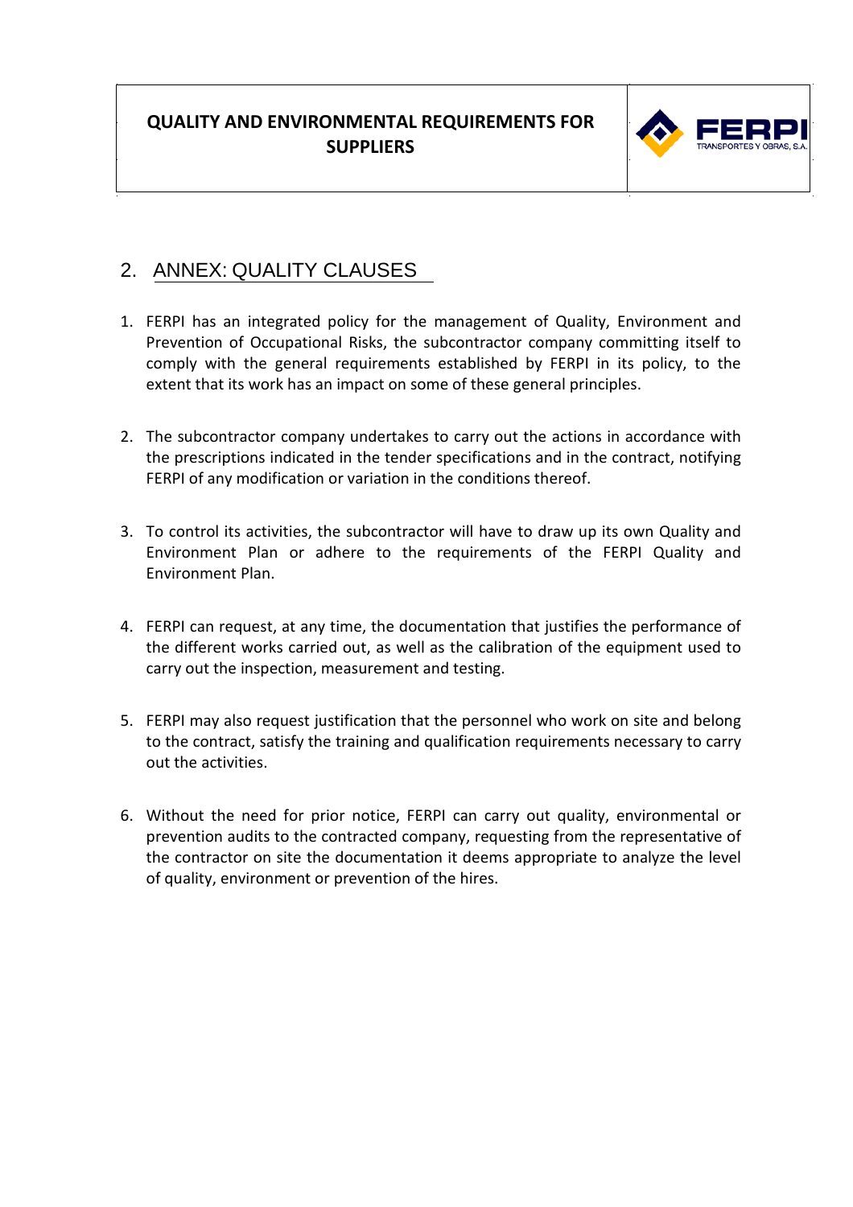## 2. ANNEX: QUALITY CLAUSES

1. FERPI has an integrated policy for the management of Quality, Environment and Prevention of Occupational Risks, the subcontractor company committing itself to comply with the general requirements established by FERPI in its policy, to the extent that its work has an impact on some of these general principles.

2. The subcontractor company undertakes to carry out the actions in accordance with the prescriptions indicated in the tender specifications and in the contract, notifying FERPI of any modification or variation in the conditions thereof.

3. To control its activities, the subcontractor will have to draw up its own Quality and Environment Plan or adhere to the requirements of the FERPI Quality and Environment Plan.

4. FERPI can request, at any time, the documentation that justifies the performance of the different works carried out, as well as the calibration of the equipment used to carry out the inspection, measurement and testing.

5. FERPI may also request justification that the personnel who work on site and belong to the contract, satisfy the training and qualification requirements necessary to carry out the activities.

6. Without the need for prior notice, FERPI can carry out quality, environmental or prevention audits to the contracted company, requesting from the representative of the contractor on site the documentation it deems appropriate to analyze the level of quality, environment or prevention of the hires.